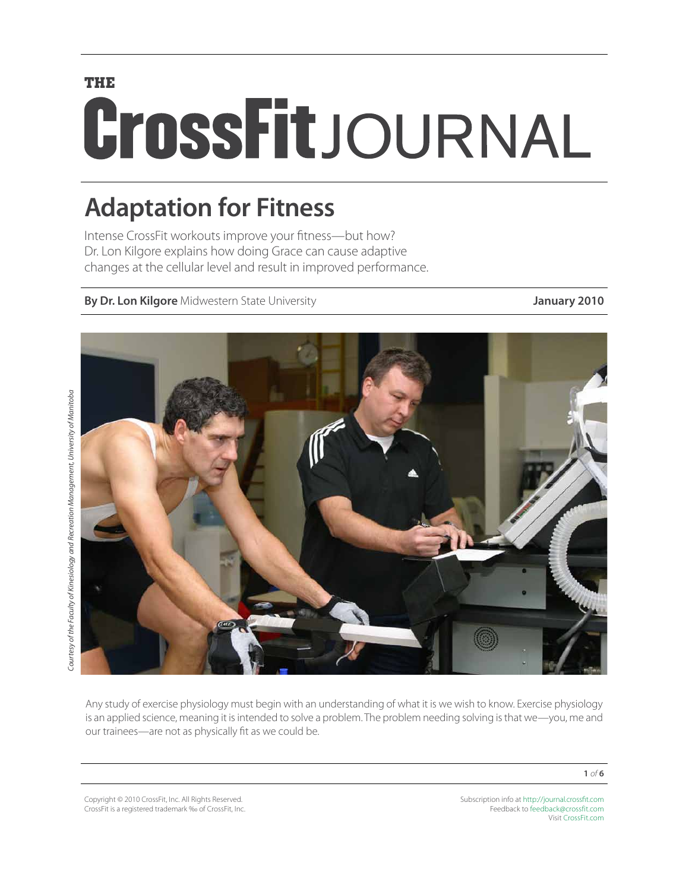THE

# CrossFit JOURNAL

## Adaptation for Fitness

Intense CrossFit workouts improve your fitness—but how? Dr. Lon Kilgore explains how doing Grace can cause adaptive changes at the cellular level and result in improved performance.

**By Dr. Lon Kilgore** Midwestern State University **January 2010**

*Courtesy of the Faculty of Kinesiology and Recreation Management, University of Manitoba*

Any study of exercise physiology must begin with an understanding of what it is we wish to know. Exercise physiology is an applied science, meaning it is intended to solve a problem. The problem needing solving is that we—you, me and our trainees—are not as physically fit as we could be.

Copyright © 2010 CrossFit, Inc. All Rights Reserved.
CrossFit is a registered trademark ‰ of CrossFit, Inc.

Subscription info at http://journal.crossfit.com
Feedback to feedback@crossfit.com
Visit CrossFit.com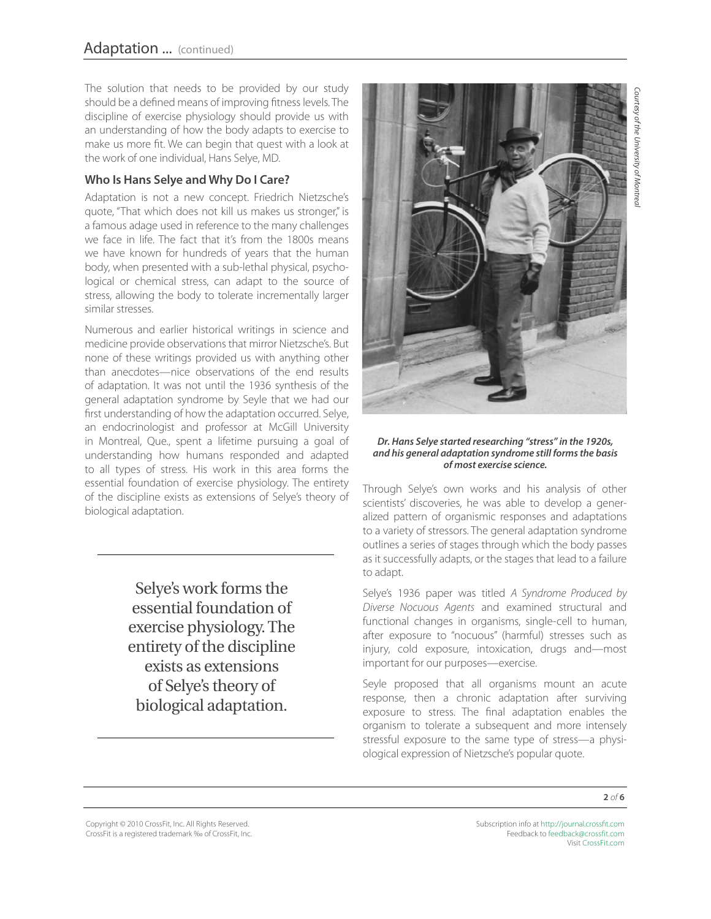The solution that needs to be provided by our study should be a defined means of improving fitness levels. The discipline of exercise physiology should provide us with an understanding of how the body adapts to exercise to make us more fit. We can begin that quest with a look at the work of one individual, Hans Selye, MD.

### Who Is Hans Selye and Why Do I Care?

Adaptation is not a new concept. Friedrich Nietzsche's quote, "That which does not kill us makes us stronger," is a famous adage used in reference to the many challenges we face in life. The fact that it's from the 1800s means we have known for hundreds of years that the human body, when presented with a sub-lethal physical, psychological or chemical stress, can adapt to the source of stress, allowing the body to tolerate incrementally larger similar stresses.

Numerous and earlier historical writings in science and medicine provide observations that mirror Nietzsche's. But none of these writings provided us with anything other than anecdotes—nice observations of the end results of adaptation. It was not until the 1936 synthesis of the general adaptation syndrome by Seyle that we had our first understanding of how the adaptation occurred. Selye, an endocrinologist and professor at McGill University in Montreal, Que., spent a lifetime pursuing a goal of understanding how humans responded and adapted to all types of stress. His work in this area forms the essential foundation of exercise physiology. The entirety of the discipline exists as extensions of Selye's theory of biological adaptation.

> Selye's work forms the essential foundation of exercise physiology. The entirety of the discipline exists as extensions of Selye's theory of biological adaptation.

*Courtesy of the University of Montreal*

***Dr. Hans Selye started researching "stress" in the 1920s, and his general adaptation syndrome still forms the basis of most exercise science.***

Through Selye's own works and his analysis of other scientists' discoveries, he was able to develop a generalized pattern of organismic responses and adaptations to a variety of stressors. The general adaptation syndrome outlines a series of stages through which the body passes as it successfully adapts, or the stages that lead to a failure to adapt.

Selye's 1936 paper was titled *A Syndrome Produced by Diverse Nocuous Agents* and examined structural and functional changes in organisms, single-cell to human, after exposure to "nocuous" (harmful) stresses such as injury, cold exposure, intoxication, drugs and—most important for our purposes—exercise.

Seyle proposed that all organisms mount an acute response, then a chronic adaptation after surviving exposure to stress. The final adaptation enables the organism to tolerate a subsequent and more intensely stressful exposure to the same type of stress—a physiological expression of Nietzsche's popular quote.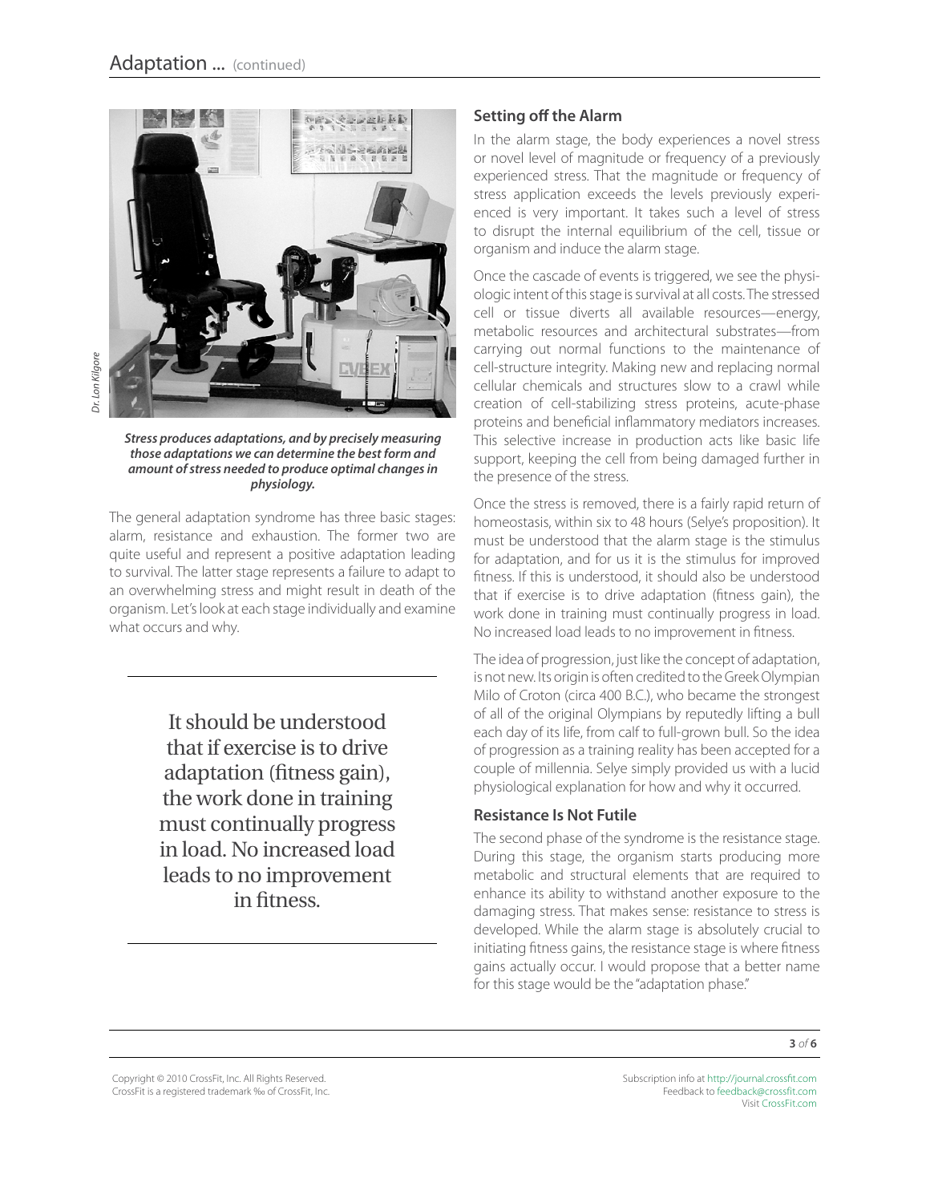*Dr. Lon Kilgore*

***Stress produces adaptations, and by precisely measuring those adaptations we can determine the best form and amount of stress needed to produce optimal changes in physiology.***

The general adaptation syndrome has three basic stages: alarm, resistance and exhaustion. The former two are quite useful and represent a positive adaptation leading to survival. The latter stage represents a failure to adapt to an overwhelming stress and might result in death of the organism. Let's look at each stage individually and examine what occurs and why.

> It should be understood that if exercise is to drive adaptation (fitness gain), the work done in training must continually progress in load. No increased load leads to no improvement in fitness.

### Setting off the Alarm

In the alarm stage, the body experiences a novel stress or novel level of magnitude or frequency of a previously experienced stress. That the magnitude or frequency of stress application exceeds the levels previously experienced is very important. It takes such a level of stress to disrupt the internal equilibrium of the cell, tissue or organism and induce the alarm stage.

Once the cascade of events is triggered, we see the physiologic intent of this stage is survival at all costs. The stressed cell or tissue diverts all available resources—energy, metabolic resources and architectural substrates—from carrying out normal functions to the maintenance of cell-structure integrity. Making new and replacing normal cellular chemicals and structures slow to a crawl while creation of cell-stabilizing stress proteins, acute-phase proteins and beneficial inflammatory mediators increases. This selective increase in production acts like basic life support, keeping the cell from being damaged further in the presence of the stress.

Once the stress is removed, there is a fairly rapid return of homeostasis, within six to 48 hours (Selye's proposition). It must be understood that the alarm stage is the stimulus for adaptation, and for us it is the stimulus for improved fitness. If this is understood, it should also be understood that if exercise is to drive adaptation (fitness gain), the work done in training must continually progress in load. No increased load leads to no improvement in fitness.

The idea of progression, just like the concept of adaptation, is not new. Its origin is often credited to the Greek Olympian Milo of Croton (circa 400 B.C.), who became the strongest of all of the original Olympians by reputedly lifting a bull each day of its life, from calf to full-grown bull. So the idea of progression as a training reality has been accepted for a couple of millennia. Selye simply provided us with a lucid physiological explanation for how and why it occurred.

### Resistance Is Not Futile

The second phase of the syndrome is the resistance stage. During this stage, the organism starts producing more metabolic and structural elements that are required to enhance its ability to withstand another exposure to the damaging stress. That makes sense: resistance to stress is developed. While the alarm stage is absolutely crucial to initiating fitness gains, the resistance stage is where fitness gains actually occur. I would propose that a better name for this stage would be the "adaptation phase."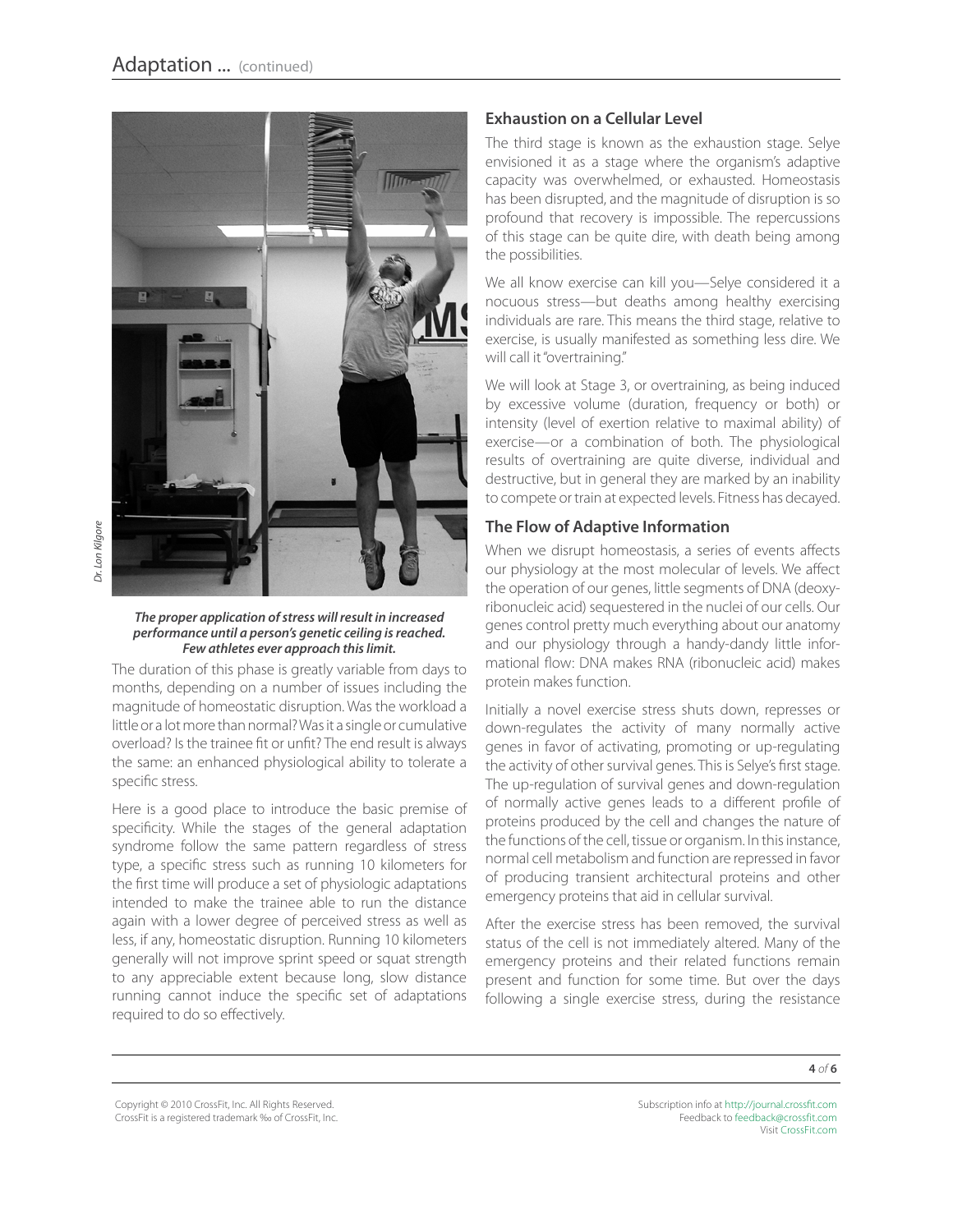*The proper application of stress will result in increased performance until a person's genetic ceiling is reached. Few athletes ever approach this limit.*

Dr. Lon Kilgore

The duration of this phase is greatly variable from days to months, depending on a number of issues including the magnitude of homeostatic disruption. Was the workload a little or a lot more than normal? Was it a single or cumulative overload? Is the trainee fit or unfit? The end result is always the same: an enhanced physiological ability to tolerate a specific stress.

Here is a good place to introduce the basic premise of specificity. While the stages of the general adaptation syndrome follow the same pattern regardless of stress type, a specific stress such as running 10 kilometers for the first time will produce a set of physiologic adaptations intended to make the trainee able to run the distance again with a lower degree of perceived stress as well as less, if any, homeostatic disruption. Running 10 kilometers generally will not improve sprint speed or squat strength to any appreciable extent because long, slow distance running cannot induce the specific set of adaptations required to do so effectively.

## Exhaustion on a Cellular Level

The third stage is known as the exhaustion stage. Selye envisioned it as a stage where the organism's adaptive capacity was overwhelmed, or exhausted. Homeostasis has been disrupted, and the magnitude of disruption is so profound that recovery is impossible. The repercussions of this stage can be quite dire, with death being among the possibilities.

We all know exercise can kill you—Selye considered it a nocuous stress—but deaths among healthy exercising individuals are rare. This means the third stage, relative to exercise, is usually manifested as something less dire. We will call it "overtraining."

We will look at Stage 3, or overtraining, as being induced by excessive volume (duration, frequency or both) or intensity (level of exertion relative to maximal ability) of exercise—or a combination of both. The physiological results of overtraining are quite diverse, individual and destructive, but in general they are marked by an inability to compete or train at expected levels. Fitness has decayed.

## The Flow of Adaptive Information

When we disrupt homeostasis, a series of events affects our physiology at the most molecular of levels. We affect the operation of our genes, little segments of DNA (deoxyribonucleic acid) sequestered in the nuclei of our cells. Our genes control pretty much everything about our anatomy and our physiology through a handy-dandy little informational flow: DNA makes RNA (ribonucleic acid) makes protein makes function.

Initially a novel exercise stress shuts down, represses or down-regulates the activity of many normally active genes in favor of activating, promoting or up-regulating the activity of other survival genes. This is Selye's first stage. The up-regulation of survival genes and down-regulation of normally active genes leads to a different profile of proteins produced by the cell and changes the nature of the functions of the cell, tissue or organism. In this instance, normal cell metabolism and function are repressed in favor of producing transient architectural proteins and other emergency proteins that aid in cellular survival.

After the exercise stress has been removed, the survival status of the cell is not immediately altered. Many of the emergency proteins and their related functions remain present and function for some time. But over the days following a single exercise stress, during the resistance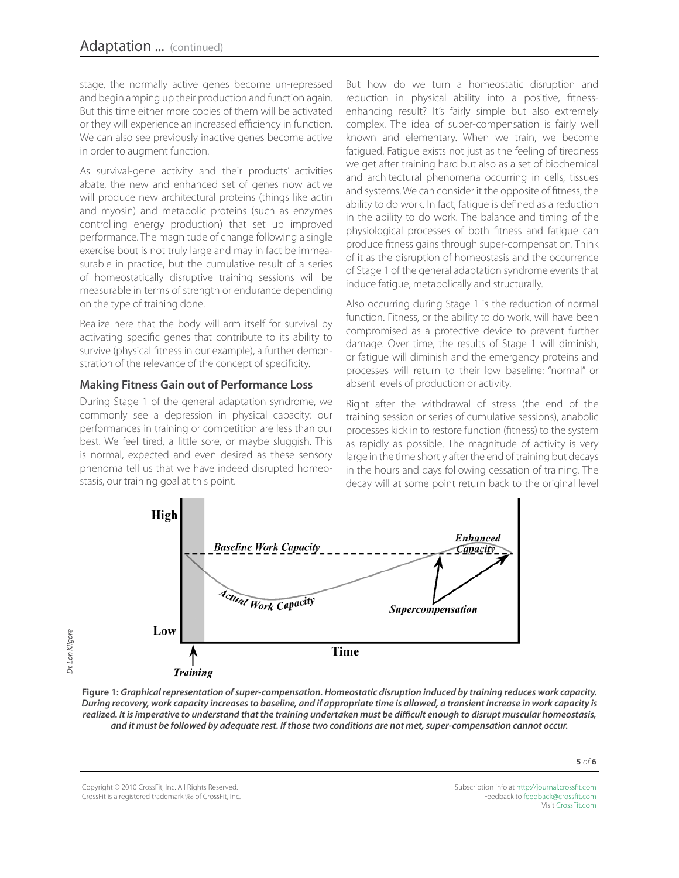stage, the normally active genes become un-repressed and begin amping up their production and function again. But this time either more copies of them will be activated or they will experience an increased efficiency in function. We can also see previously inactive genes become active in order to augment function.

As survival-gene activity and their products' activities abate, the new and enhanced set of genes now active will produce new architectural proteins (things like actin and myosin) and metabolic proteins (such as enzymes controlling energy production) that set up improved performance. The magnitude of change following a single exercise bout is not truly large and may in fact be immeasurable in practice, but the cumulative result of a series of homeostatically disruptive training sessions will be measurable in terms of strength or endurance depending on the type of training done.

Realize here that the body will arm itself for survival by activating specific genes that contribute to its ability to survive (physical fitness in our example), a further demonstration of the relevance of the concept of specificity.

### Making Fitness Gain out of Performance Loss

During Stage 1 of the general adaptation syndrome, we commonly see a depression in physical capacity: our performances in training or competition are less than our best. We feel tired, a little sore, or maybe sluggish. This is normal, expected and even desired as these sensory phenoma tell us that we have indeed disrupted homeostasis, our training goal at this point.

But how do we turn a homeostatic disruption and reduction in physical ability into a positive, fitness-enhancing result? It's fairly simple but also extremely complex. The idea of super-compensation is fairly well known and elementary. When we train, we become fatigued. Fatigue exists not just as the feeling of tiredness we get after training hard but also as a set of biochemical and architectural phenomena occurring in cells, tissues and systems. We can consider it the opposite of fitness, the ability to do work. In fact, fatigue is defined as a reduction in the ability to do work. The balance and timing of the physiological processes of both fitness and fatigue can produce fitness gains through super-compensation. Think of it as the disruption of homeostasis and the occurrence of Stage 1 of the general adaptation syndrome events that induce fatigue, metabolically and structurally.

Also occurring during Stage 1 is the reduction of normal function. Fitness, or the ability to do work, will have been compromised as a protective device to prevent further damage. Over time, the results of Stage 1 will diminish, or fatigue will diminish and the emergency proteins and processes will return to their low baseline: "normal" or absent levels of production or activity.

Right after the withdrawal of stress (the end of the training session or series of cumulative sessions), anabolic processes kick in to restore function (fitness) to the system as rapidly as possible. The magnitude of activity is very large in the time shortly after the end of training but decays in the hours and days following cessation of training. The decay will at some point return back to the original level

High
Baseline Work Capacity
Enhanced Capacity
Actual Work Capacity
Supercompensation
Low
Time
Training

**Figure 1:** ***Graphical representation of super-compensation. Homeostatic disruption induced by training reduces work capacity. During recovery, work capacity increases to baseline, and if appropriate time is allowed, a transient increase in work capacity is realized. It is imperative to understand that the training undertaken must be difficult enough to disrupt muscular homeostasis, and it must be followed by adequate rest. If those two conditions are not met, super-compensation cannot occur.***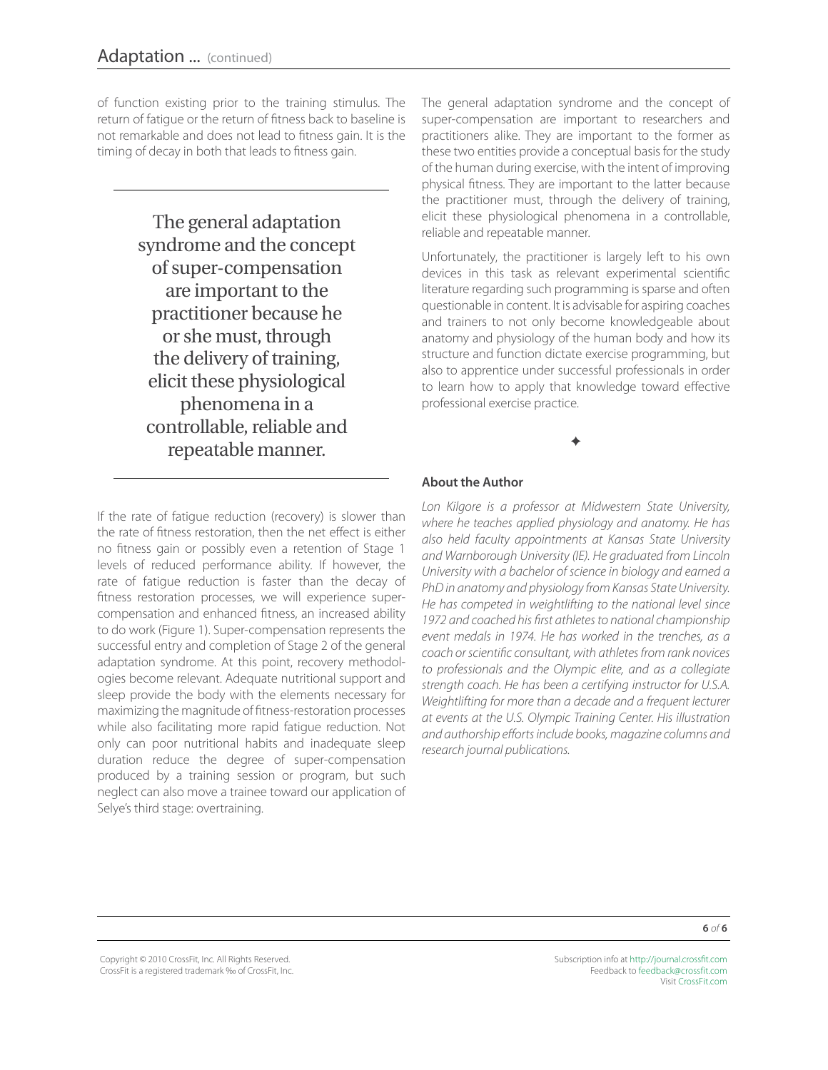of function existing prior to the training stimulus. The return of fatigue or the return of fitness back to baseline is not remarkable and does not lead to fitness gain. It is the timing of decay in both that leads to fitness gain.

> The general adaptation syndrome and the concept of super-compensation are important to the practitioner because he or she must, through the delivery of training, elicit these physiological phenomena in a controllable, reliable and repeatable manner.

If the rate of fatigue reduction (recovery) is slower than the rate of fitness restoration, then the net effect is either no fitness gain or possibly even a retention of Stage 1 levels of reduced performance ability. If however, the rate of fatigue reduction is faster than the decay of fitness restoration processes, we will experience super-compensation and enhanced fitness, an increased ability to do work (Figure 1). Super-compensation represents the successful entry and completion of Stage 2 of the general adaptation syndrome. At this point, recovery methodologies become relevant. Adequate nutritional support and sleep provide the body with the elements necessary for maximizing the magnitude of fitness-restoration processes while also facilitating more rapid fatigue reduction. Not only can poor nutritional habits and inadequate sleep duration reduce the degree of super-compensation produced by a training session or program, but such neglect can also move a trainee toward our application of Selye's third stage: overtraining.

The general adaptation syndrome and the concept of super-compensation are important to researchers and practitioners alike. They are important to the former as these two entities provide a conceptual basis for the study of the human during exercise, with the intent of improving physical fitness. They are important to the latter because the practitioner must, through the delivery of training, elicit these physiological phenomena in a controllable, reliable and repeatable manner.

Unfortunately, the practitioner is largely left to his own devices in this task as relevant experimental scientific literature regarding such programming is sparse and often questionable in content. It is advisable for aspiring coaches and trainers to not only become knowledgeable about anatomy and physiology of the human body and how its structure and function dictate exercise programming, but also to apprentice under successful professionals in order to learn how to apply that knowledge toward effective professional exercise practice.

✦

**About the Author**

*Lon Kilgore is a professor at Midwestern State University, where he teaches applied physiology and anatomy. He has also held faculty appointments at Kansas State University and Warnborough University (IE). He graduated from Lincoln University with a bachelor of science in biology and earned a PhD in anatomy and physiology from Kansas State University. He has competed in weightlifting to the national level since 1972 and coached his first athletes to national championship event medals in 1974. He has worked in the trenches, as a coach or scientific consultant, with athletes from rank novices to professionals and the Olympic elite, and as a collegiate strength coach. He has been a certifying instructor for U.S.A. Weightlifting for more than a decade and a frequent lecturer at events at the U.S. Olympic Training Center. His illustration and authorship efforts include books, magazine columns and research journal publications.*